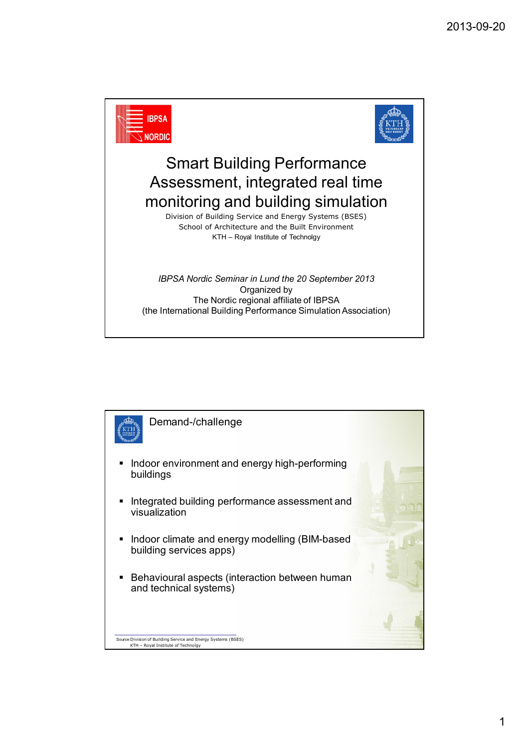# Smart Building Performance Assessment, integrated real time monitoring and building simulation

Division of Building Service and Energy Systems (BSES)
School of Architecture and the Built Environment
KTH – Royal Institute of Technolgy

*IBPSA Nordic Seminar in Lund the 20 September 2013*
Organized by
The Nordic regional affiliate of IBPSA
(the International Building Performance Simulation Association)

## Demand-/challenge

- Indoor environment and energy high-performing buildings
- Integrated building performance assessment and visualization
- Indoor climate and energy modelling (BIM-based building services apps)
- Behavioural aspects (interaction between human and technical systems)

Source:Division of Building Service and Energy Systems (BSES)
KTH – Royal Institute of Technolgy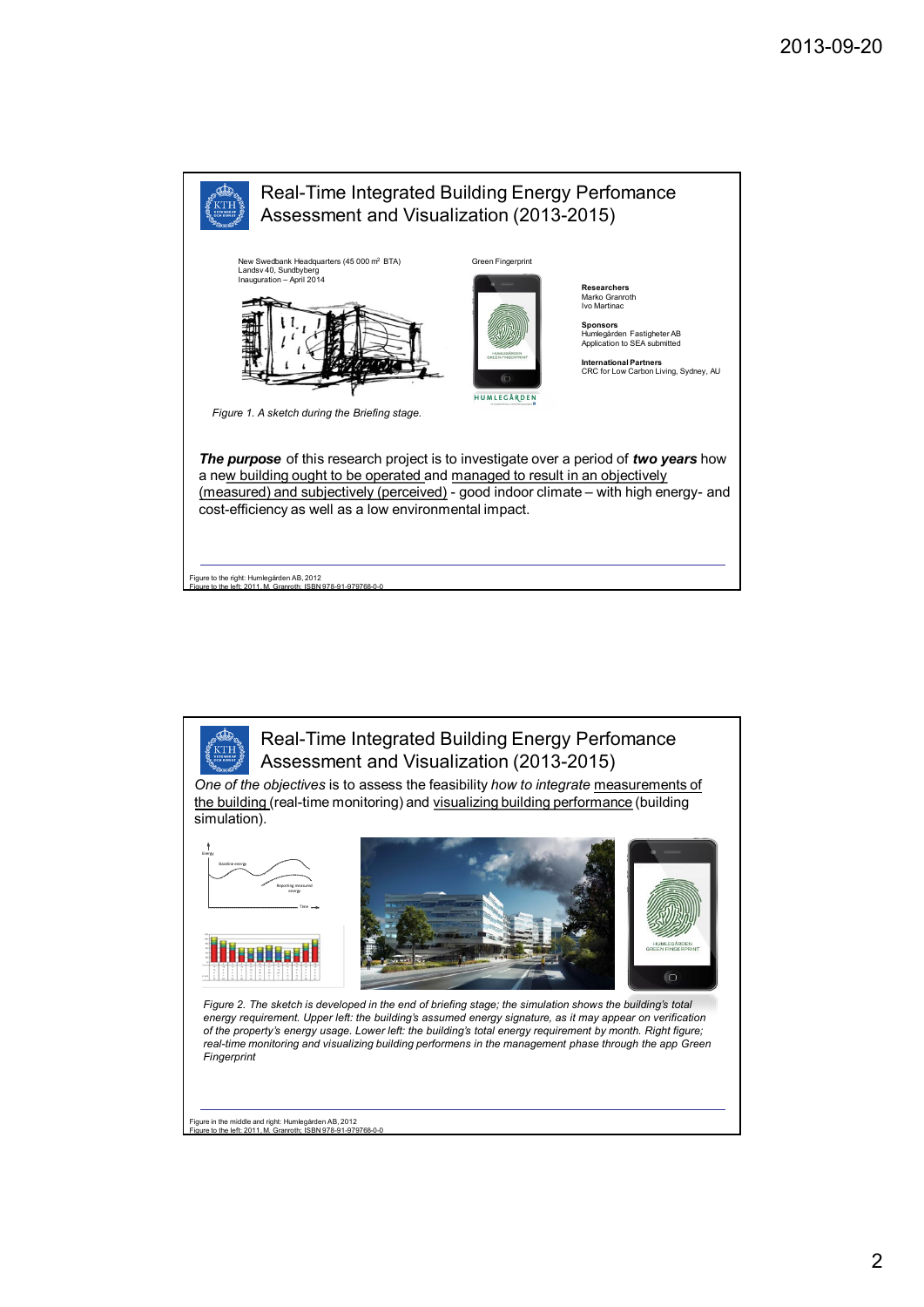## Real-Time Integrated Building Energy Perfomance Assessment and Visualization (2013-2015)

New Swedbank Headquarters (45 000 m² BTA)
Landsv 40, Sundbyberg
Inauguration – April 2014

Green Fingerprint

*Figure 1. A sketch during the Briefing stage.*

**Researchers**
Marko Granroth
Ivo Martinac

**Sponsors**
Humlegården Fastigheter AB
Application to SEA submitted

**International Partners**
CRC for Low Carbon Living, Sydney, AU

***The purpose*** of this research project is to investigate over a period of ***two years*** how a new building ought to be operated and managed to result in an objectively (measured) and subjectively (perceived) - good indoor climate – with high energy- and cost-efficiency as well as a low environmental impact.

Figure to the right: Humlegården AB, 2012
Figure to the left: 2011, M. Granroth; ISBN 978-91-979768-0-0

## Real-Time Integrated Building Energy Perfomance Assessment and Visualization (2013-2015)

*One of the objectives* is to assess the feasibility *how to integrate* measurements of the building (real-time monitoring) and visualizing building performance (building simulation).

*Figure 2. The sketch is developed in the end of briefing stage; the simulation shows the building's total energy requirement. Upper left: the building's assumed energy signature, as it may appear on verification of the property's energy usage. Lower left: the building's total energy requirement by month. Right figure; real-time monitoring and visualizing building performens in the management phase through the app Green Fingerprint*

Figure in the middle and right: Humlegården AB, 2012
Figure to the left: 2011, M. Granroth; ISBN 978-91-979768-0-0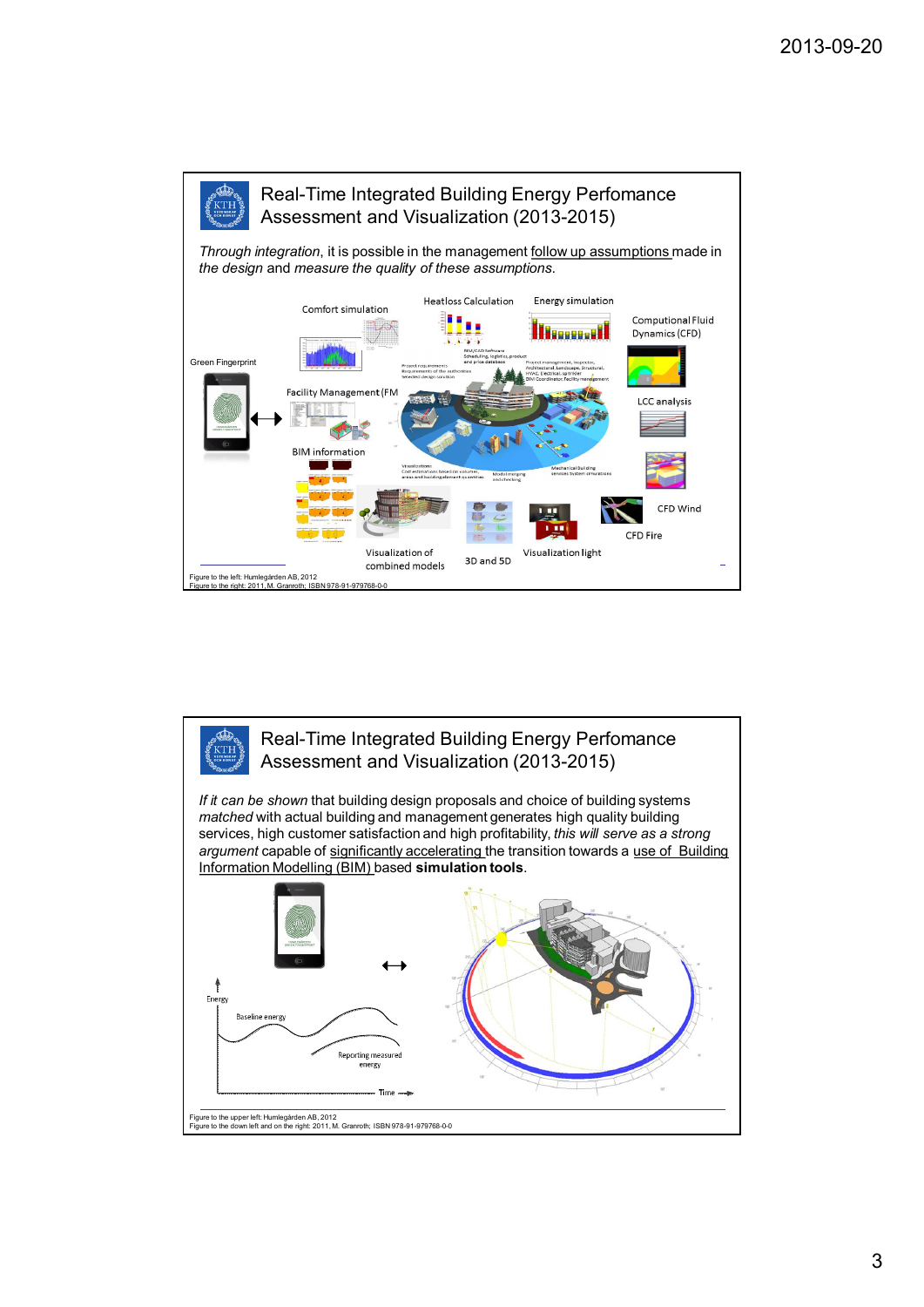## Real-Time Integrated Building Energy Perfomance Assessment and Visualization (2013-2015)

*Through integration*, it is possible in the management follow up assumptions made in *the design* and *measure the quality of these assumptions*.

Green Fingerprint

Comfort simulation

Heatloss Calculation

Energy simulation

Computional Fluid Dynamics (CFD)

Facility Management (FM

LCC analysis

BIM information

Visualization of combined models

3D and 5D

Visualization light

CFD Wind

CFD Fire

Figure to the left: Humlegården AB, 2012
Figure to the right: 2011, M. Granroth; ISBN 978-91-979768-0-0

## Real-Time Integrated Building Energy Perfomance Assessment and Visualization (2013-2015)

*If it can be shown* that building design proposals and choice of building systems *matched* with actual building and management generates high quality building services, high customer satisfaction and high profitability, *this will serve as a strong argument* capable of significantly accelerating the transition towards a use of Building Information Modelling (BIM) based **simulation tools**.

Energy

Baseline energy

Reporting measured energy

Time

Figure to the upper left: Humlegården AB, 2012
Figure to the down left and on the right: 2011, M. Granroth; ISBN 978-91-979768-0-0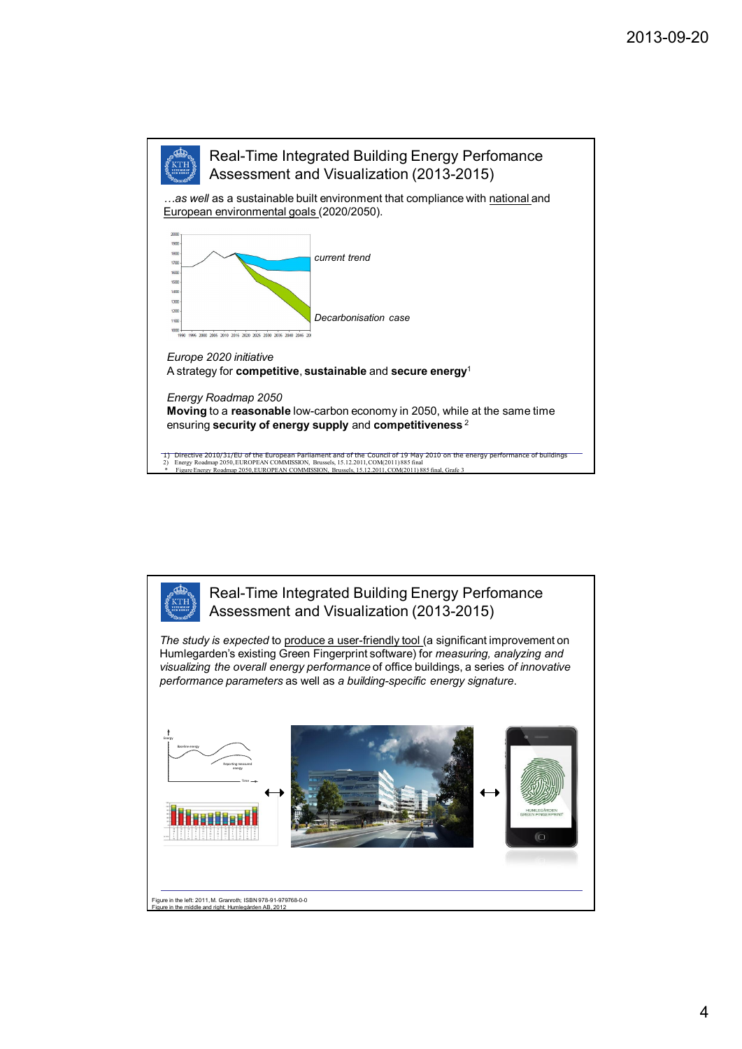## Real-Time Integrated Building Energy Perfomance Assessment and Visualization (2013-2015)

*…as well* as a sustainable built environment that compliance with national and European environmental goals (2020/2050).

*current trend*

*Decarbonisation case*

*Europe 2020 initiative*
A strategy for **competitive**, **sustainable** and **secure energy**[1]

*Energy Roadmap 2050*
**Moving** to a **reasonable** low-carbon economy in 2050, while at the same time ensuring **security of energy supply** and **competitiveness**[2]

1) Directive 2010/31/EU of the European Parliament and of the Council of 19 May 2010 on the energy performance of buildings
2) Energy Roadmap 2050, EUROPEAN COMMISSION, Brussels, 15.12.2011, COM(2011) 885 final
\* Figure Energy Roadmap 2050, EUROPEAN COMMISSION, Brussels, 15.12.2011, COM(2011) 885 final, Grafe 3

## Real-Time Integrated Building Energy Perfomance Assessment and Visualization (2013-2015)

*The study is expected* to produce a user-friendly tool (a significant improvement on Humlegarden's existing Green Fingerprint software) for *measuring, analyzing and visualizing the overall energy performance* of office buildings, a series *of innovative performance parameters* as well as *a building-specific energy signature*.

Figure in the left: 2011, M. Granroth; ISBN 978-91-979768-0-0
Figure in the middle and right: Humlegården AB, 2012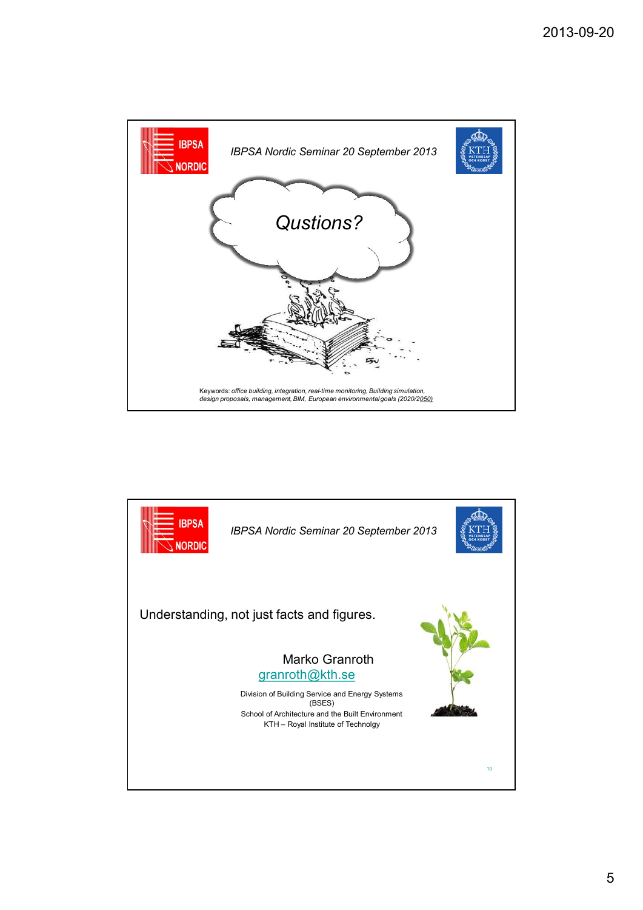IBPSA Nordic Seminar 20 September 2013

*Qustions?*

Keywords: *office building, integration, real-time monitoring, Building simulation, design proposals, management, BIM, European environmental goals (2020/2050)*

IBPSA Nordic Seminar 20 September 2013

Understanding, not just facts and figures.

Marko Granroth
granroth@kth.se

Division of Building Service and Energy Systems (BSES)
School of Architecture and the Built Environment
KTH – Royal Institute of Technolgy